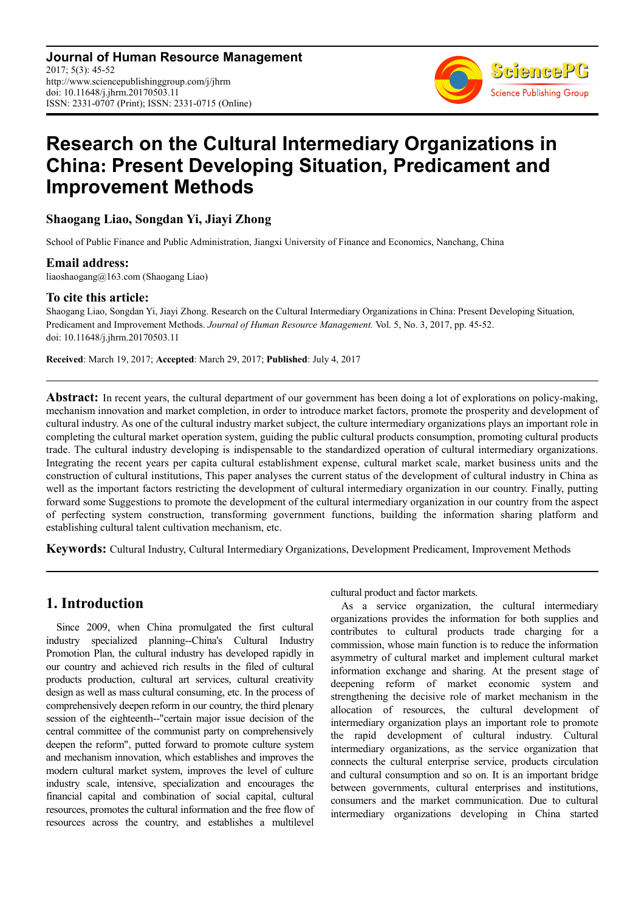**Journal of Human Resource Management**
2017; 5(3): 45-52
http://www.sciencepublishinggroup.com/j/jhrm
doi: 10.11648/j.jhrm.20170503.11
ISSN: 2331-0707 (Print); ISSN: 2331-0715 (Online)

# Research on the Cultural Intermediary Organizations in China: Present Developing Situation, Predicament and Improvement Methods

**Shaogang Liao, Songdan Yi, Jiayi Zhong**

School of Public Finance and Public Administration, Jiangxi University of Finance and Economics, Nanchang, China

### Email address:

liaoshaogang@163.com (Shaogang Liao)

### To cite this article:

Shaogang Liao, Songdan Yi, Jiayi Zhong. Research on the Cultural Intermediary Organizations in China: Present Developing Situation, Predicament and Improvement Methods. *Journal of Human Resource Management.* Vol. 5, No. 3, 2017, pp. 45-52. doi: 10.11648/j.jhrm.20170503.11

**Received**: March 19, 2017; **Accepted**: March 29, 2017; **Published**: July 4, 2017

**Abstract:** In recent years, the cultural department of our government has been doing a lot of explorations on policy-making, mechanism innovation and market completion, in order to introduce market factors, promote the prosperity and development of cultural industry. As one of the cultural industry market subject, the culture intermediary organizations plays an important role in completing the cultural market operation system, guiding the public cultural products consumption, promoting cultural products trade. The cultural industry developing is indispensable to the standardized operation of cultural intermediary organizations. Integrating the recent years per capita cultural establishment expense, cultural market scale, market business units and the construction of cultural institutions, This paper analyses the current status of the development of cultural industry in China as well as the important factors restricting the development of cultural intermediary organization in our country. Finally, putting forward some Suggestions to promote the development of the cultural intermediary organization in our country from the aspect of perfecting system construction, transforming government functions, building the information sharing platform and establishing cultural talent cultivation mechanism, etc.

**Keywords:** Cultural Industry, Cultural Intermediary Organizations, Development Predicament, Improvement Methods

## 1. Introduction

Since 2009, when China promulgated the first cultural industry specialized planning--China's Cultural Industry Promotion Plan, the cultural industry has developed rapidly in our country and achieved rich results in the filed of culture products production, cultural art services, cultural creativity design as well as mass cultural consuming, etc. In the process of comprehensively deepen reform in our country, the third plenary session of the eighteenth--"certain major issue decision of the central committee of the communist party on comprehensively deepen the reform", putted forward to promote culture system and mechanism innovation, which establishes and improves the modern cultural market system, improves the level of culture industry scale, intensive, specialization and encourages the financial capital and combination of social capital, cultural resources, promotes the cultural information and the free flow of resources across the country, and establishes a multilevel cultural product and factor markets.

As a service organization, the cultural intermediary organizations provides the information for both supplies and contributes to cultural products trade charging for a commission, whose main function is to reduce the information asymmetry of cultural market and implement cultural market information exchange and sharing. At the present stage of deepening reform of market economic system and strengthening the decisive role of market mechanism in the allocation of resources, the cultural development of intermediary organization plays an important role to promote the rapid development of cultural industry. Cultural intermediary organizations, as the service organization that connects the cultural enterprise service, products circulation and cultural consumption and so on. It is an important bridge between governments, cultural enterprises and institutions, consumers and the market communication. Due to cultural intermediary organizations developing in China started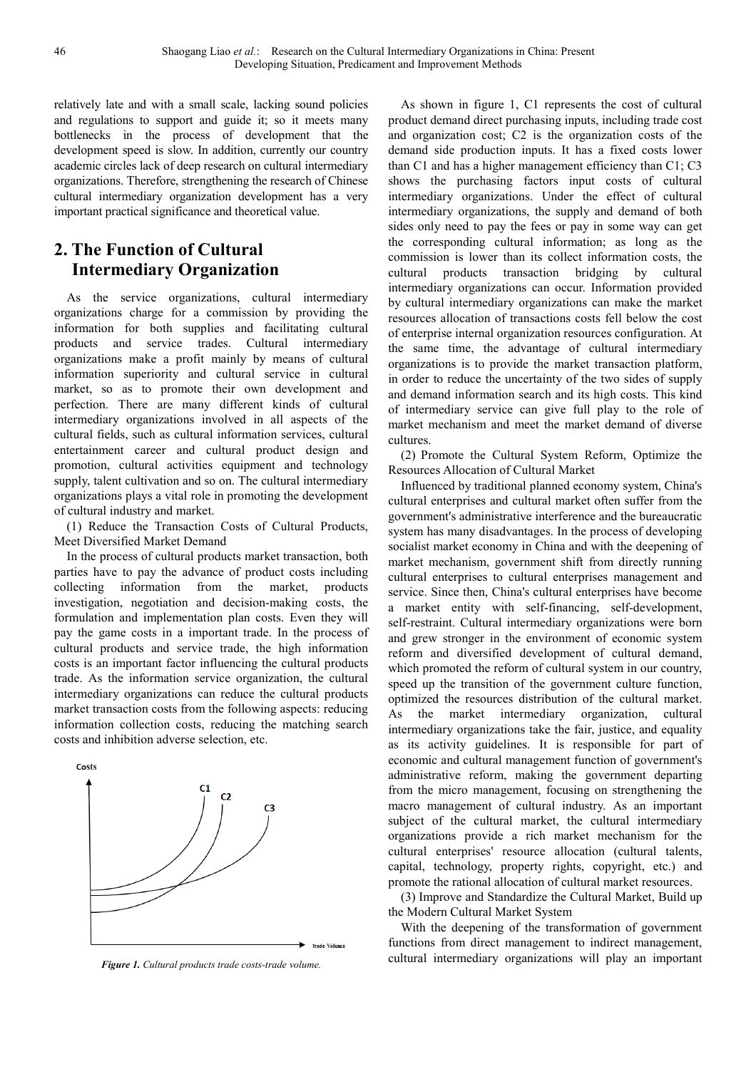relatively late and with a small scale, lacking sound policies and regulations to support and guide it; so it meets many bottlenecks in the process of development that the development speed is slow. In addition, currently our country academic circles lack of deep research on cultural intermediary organizations. Therefore, strengthening the research of Chinese cultural intermediary organization development has a very important practical significance and theoretical value.

## 2. The Function of Cultural Intermediary Organization

As the service organizations, cultural intermediary organizations charge for a commission by providing the information for both supplies and facilitating cultural products and service trades. Cultural intermediary organizations make a profit mainly by means of cultural information superiority and cultural service in cultural market, so as to promote their own development and perfection. There are many different kinds of cultural intermediary organizations involved in all aspects of the cultural fields, such as cultural information services, cultural entertainment career and cultural product design and promotion, cultural activities equipment and technology supply, talent cultivation and so on. The cultural intermediary organizations plays a vital role in promoting the development of cultural industry and market.

(1) Reduce the Transaction Costs of Cultural Products, Meet Diversified Market Demand

In the process of cultural products market transaction, both parties have to pay the advance of product costs including collecting information from the market, products investigation, negotiation and decision-making costs, the formulation and implementation plan costs. Even they will pay the game costs in a important trade. In the process of cultural products and service trade, the high information costs is an important factor influencing the cultural products trade. As the information service organization, the cultural intermediary organizations can reduce the cultural products market transaction costs from the following aspects: reducing information collection costs, reducing the matching search costs and inhibition adverse selection, etc.

*Figure 1. Cultural products trade costs-trade volume.*

As shown in figure 1, C1 represents the cost of cultural product demand direct purchasing inputs, including trade cost and organization cost; C2 is the organization costs of the demand side production inputs. It has a fixed costs lower than C1 and has a higher management efficiency than C1; C3 shows the purchasing factors input costs of cultural intermediary organizations. Under the effect of cultural intermediary organizations, the supply and demand of both sides only need to pay the fees or pay in some way can get the corresponding cultural information; as long as the commission is lower than its collect information costs, the cultural products transaction bridging by cultural intermediary organizations can occur. Information provided by cultural intermediary organizations can make the market resources allocation of transactions costs fell below the cost of enterprise internal organization resources configuration. At the same time, the advantage of cultural intermediary organizations is to provide the market transaction platform, in order to reduce the uncertainty of the two sides of supply and demand information search and its high costs. This kind of intermediary service can give full play to the role of market mechanism and meet the market demand of diverse cultures.

(2) Promote the Cultural System Reform, Optimize the Resources Allocation of Cultural Market

Influenced by traditional planned economy system, China's cultural enterprises and cultural market often suffer from the government's administrative interference and the bureaucratic system has many disadvantages. In the process of developing socialist market economy in China and with the deepening of market mechanism, government shift from directly running cultural enterprises to cultural enterprises management and service. Since then, China's cultural enterprises have become a market entity with self-financing, self-development, self-restraint. Cultural intermediary organizations were born and grew stronger in the environment of economic system reform and diversified development of cultural demand, which promoted the reform of cultural system in our country, speed up the transition of the government culture function, optimized the resources distribution of the cultural market. As the market intermediary organization, cultural intermediary organizations take the fair, justice, and equality as its activity guidelines. It is responsible for part of economic and cultural management function of government's administrative reform, making the government departing from the micro management, focusing on strengthening the macro management of cultural industry. As an important subject of the cultural market, the cultural intermediary organizations provide a rich market mechanism for the cultural enterprises' resource allocation (cultural talents, capital, technology, property rights, copyright, etc.) and promote the rational allocation of cultural market resources.

(3) Improve and Standardize the Cultural Market, Build up the Modern Cultural Market System

With the deepening of the transformation of government functions from direct management to indirect management, cultural intermediary organizations will play an important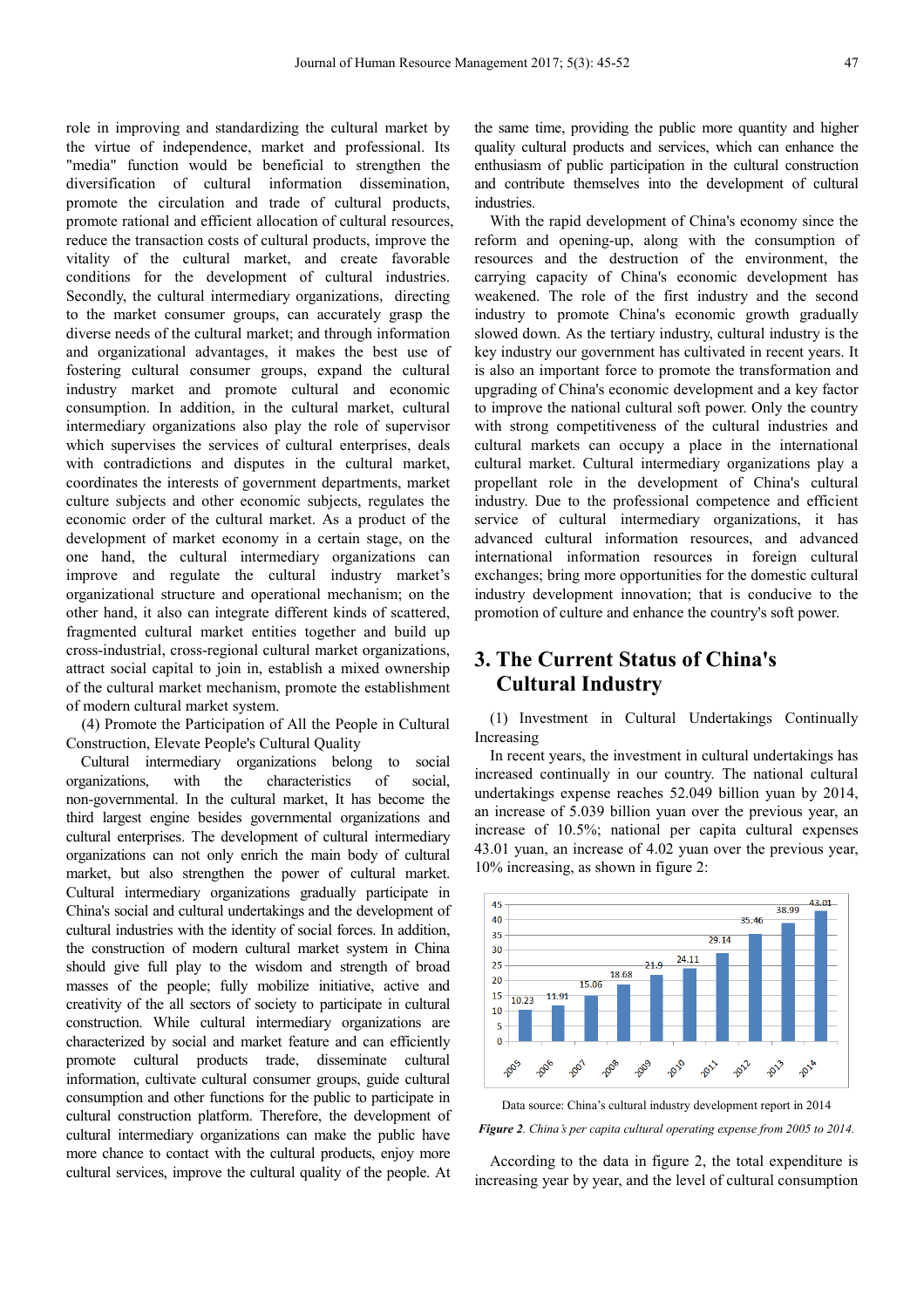role in improving and standardizing the cultural market by the virtue of independence, market and professional. Its "media" function would be beneficial to strengthen the diversification of cultural information dissemination, promote the circulation and trade of cultural products, promote rational and efficient allocation of cultural resources, reduce the transaction costs of cultural products, improve the vitality of the cultural market, and create favorable conditions for the development of cultural industries. Secondly, the cultural intermediary organizations, directing to the market consumer groups, can accurately grasp the diverse needs of the cultural market; and through information and organizational advantages, it makes the best use of fostering cultural consumer groups, expand the cultural industry market and promote cultural and economic consumption. In addition, in the cultural market, cultural intermediary organizations also play the role of supervisor which supervises the services of cultural enterprises, deals with contradictions and disputes in the cultural market, coordinates the interests of government departments, market culture subjects and other economic subjects, regulates the economic order of the cultural market. As a product of the development of market economy in a certain stage, on the one hand, the cultural intermediary organizations can improve and regulate the cultural industry market's organizational structure and operational mechanism; on the other hand, it also can integrate different kinds of scattered, fragmented cultural market entities together and build up cross-industrial, cross-regional cultural market organizations, attract social capital to join in, establish a mixed ownership of the cultural market mechanism, promote the establishment of modern cultural market system.

(4) Promote the Participation of All the People in Cultural Construction, Elevate People's Cultural Quality

Cultural intermediary organizations belong to social organizations, with the characteristics of social, non-governmental. In the cultural market, It has become the third largest engine besides governmental organizations and cultural enterprises. The development of cultural intermediary organizations can not only enrich the main body of cultural market, but also strengthen the power of cultural market. Cultural intermediary organizations gradually participate in China's social and cultural undertakings and the development of cultural industries with the identity of social forces. In addition, the construction of modern cultural market system in China should give full play to the wisdom and strength of broad masses of the people; fully mobilize initiative, active and creativity of the all sectors of society to participate in cultural construction. While cultural intermediary organizations are characterized by social and market feature and can efficiently promote cultural products trade, disseminate cultural information, cultivate cultural consumer groups, guide cultural consumption and other functions for the public to participate in cultural construction platform. Therefore, the development of cultural intermediary organizations can make the public have more chance to contact with the cultural products, enjoy more cultural services, improve the cultural quality of the people. At the same time, providing the public more quantity and higher quality cultural products and services, which can enhance the enthusiasm of public participation in the cultural construction and contribute themselves into the development of cultural industries.

With the rapid development of China's economy since the reform and opening-up, along with the consumption of resources and the destruction of the environment, the carrying capacity of China's economic development has weakened. The role of the first industry and the second industry to promote China's economic growth gradually slowed down. As the tertiary industry, cultural industry is the key industry our government has cultivated in recent years. It is also an important force to promote the transformation and upgrading of China's economic development and a key factor to improve the national cultural soft power. Only the country with strong competitiveness of the cultural industries and cultural markets can occupy a place in the international cultural market. Cultural intermediary organizations play a propellant role in the development of China's cultural industry. Due to the professional competence and efficient service of cultural intermediary organizations, it has advanced cultural information resources, and advanced international information resources in foreign cultural exchanges; bring more opportunities for the domestic cultural industry development innovation; that is conducive to the promotion of culture and enhance the country's soft power.

## 3. The Current Status of China's Cultural Industry

(1) Investment in Cultural Undertakings Continually Increasing

In recent years, the investment in cultural undertakings has increased continually in our country. The national cultural undertakings expense reaches 52.049 billion yuan by 2014, an increase of 5.039 billion yuan over the previous year, an increase of 10.5%; national per capita cultural expenses 43.01 yuan, an increase of 4.02 yuan over the previous year, 10% increasing, as shown in figure 2:

| Year | 2005 | 2006 | 2007 | 2008 | 2009 | 2010 | 2011 | 2012 | 2013 | 2014 |
|---|---|---|---|---|---|---|---|---|---|---|
| Value | 10.23 | 11.91 | 15.06 | 18.68 | 21.9 | 24.11 | 29.14 | 35.46 | 38.99 | 43.01 |

Data source: China's cultural industry development report in 2014

***Figure 2****. China's per capita cultural operating expense from 2005 to 2014.*

According to the data in figure 2, the total expenditure is increasing year by year, and the level of cultural consumption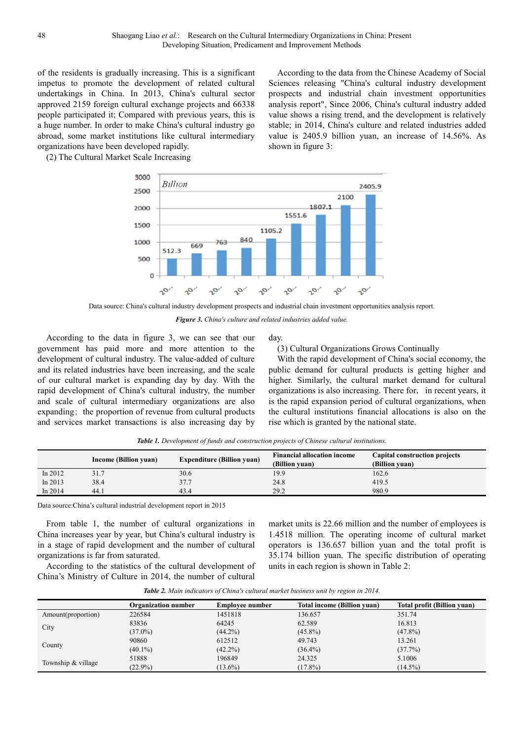of the residents is gradually increasing. This is a significant impetus to promote the development of related cultural undertakings in China. In 2013, China's cultural sector approved 2159 foreign cultural exchange projects and 66338 people participated it; Compared with previous years, this is a huge number. In order to make China's cultural industry go abroad, some market institutions like cultural intermediary organizations have been developed rapidly.

(2) The Cultural Market Scale Increasing

According to the data from the Chinese Academy of Social Sciences releasing "China's cultural industry development prospects and industrial chain investment opportunities analysis report", Since 2006, China's cultural industry added value shows a rising trend, and the development is relatively stable; in 2014, China's culture and related industries added value is 2405.9 billion yuan, an increase of 14.56%. As shown in figure 3:

Data source: China's cultural industry development prospects and industrial chain investment opportunities analysis report.

***Figure 3.*** *China's culture and related industries added value.*

According to the data in figure 3, we can see that our government has paid more and more attention to the development of cultural industry. The value-added of culture and its related industries have been increasing, and the scale of our cultural market is expanding day by day. With the rapid development of China's cultural industry, the number and scale of cultural intermediary organizations are also expanding; the proportion of revenue from cultural products and services market transactions is also increasing day by day.

(3) Cultural Organizations Grows Continually

With the rapid development of China's social economy, the public demand for cultural products is getting higher and higher. Similarly, the cultural market demand for cultural organizations is also increasing. There for, in recent years, it is the rapid expansion period of cultural organizations, when the cultural institutions financial allocations is also on the rise which is granted by the national state.

***Table 1.*** *Development of funds and construction projects of Chinese cultural institutions.*

| | Income (Billion yuan) | Expenditure (Billion yuan) | Financial allocation income (Billion yuan) | Capital construction projects (Billion yuan) |
|---|---|---|---|---|
| In 2012 | 31.7 | 30.6 | 19.9 | 162.6 |
| In 2013 | 38.4 | 37.7 | 24.8 | 419.5 |
| In 2014 | 44.1 | 43.4 | 29.2 | 980.9 |

Data source:China's cultural industrial development report in 2015

From table 1, the number of cultural organizations in China increases year by year, but China's cultural industry is in a stage of rapid development and the number of cultural organizations is far from saturated.

According to the statistics of the cultural development of China's Ministry of Culture in 2014, the number of cultural market units is 22.66 million and the number of employees is 1.4518 million. The operating income of cultural market operators is 136.657 billion yuan and the total profit is 35.174 billion yuan. The specific distribution of operating units in each region is shown in Table 2:

***Table 2.*** *Main indicators of China's cultural market business unit by region in 2014.*

| | Organization number | Employee number | Total income (Billion yuan) | Total profit (Billion yuan) |
|---|---|---|---|---|
| Amount(proportion) | 226584 | 1451818 | 136.657 | 351.74 |
| City | 83836 (37.0%) | 64245 (44.2%) | 62.589 (45.8%) | 16.813 (47.8%) |
| County | 90860 (40.1%) | 612512 (42.2%) | 49.743 (36.4%) | 13.261 (37.7%) |
| Township & village | 51888 (22.9%) | 196849 (13.6%) | 24.325 (17.8%) | 5.1006 (14.5%) |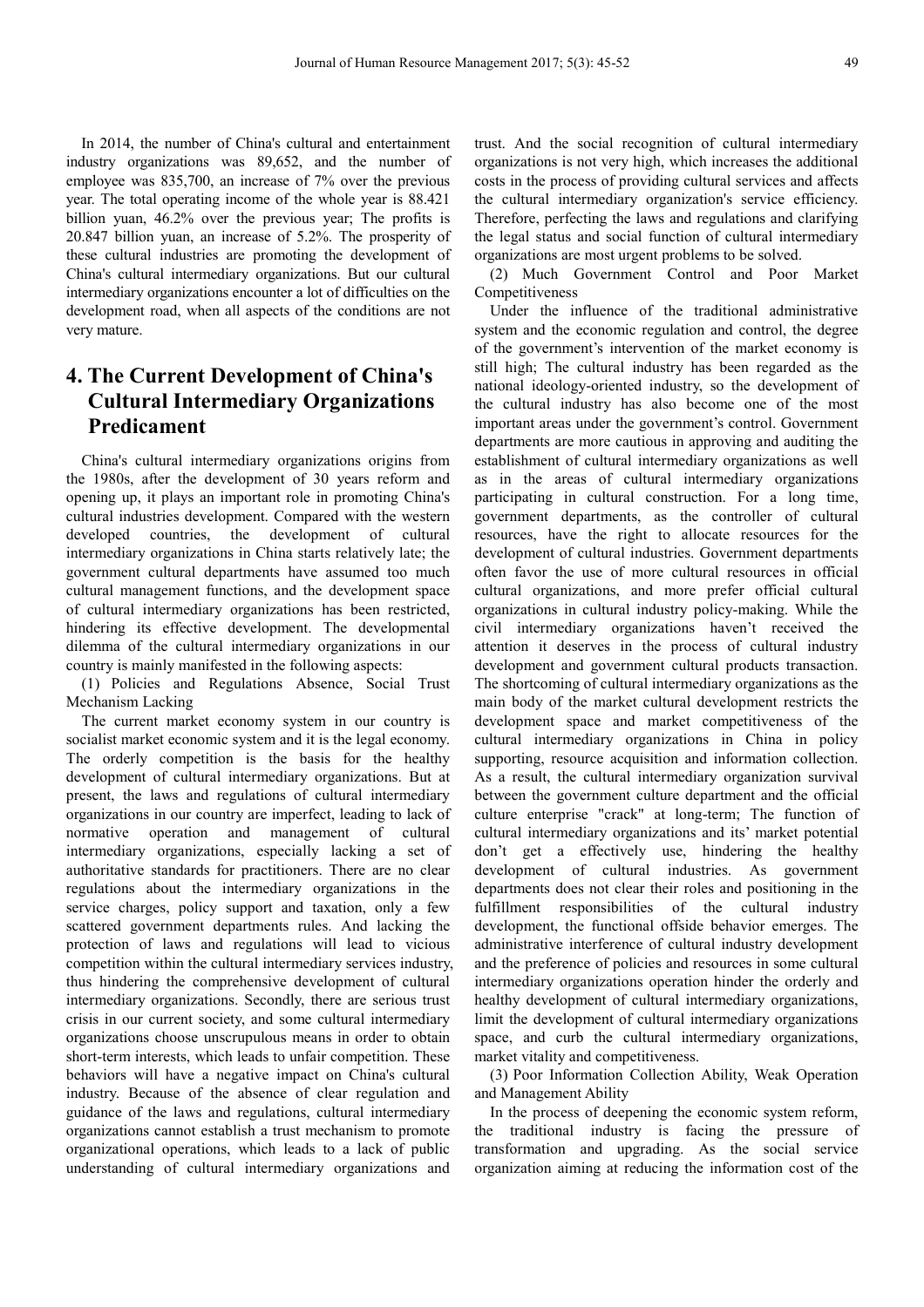In 2014, the number of China's cultural and entertainment industry organizations was 89,652, and the number of employee was 835,700, an increase of 7% over the previous year. The total operating income of the whole year is 88.421 billion yuan, 46.2% over the previous year; The profits is 20.847 billion yuan, an increase of 5.2%. The prosperity of these cultural industries are promoting the development of China's cultural intermediary organizations. But our cultural intermediary organizations encounter a lot of difficulties on the development road, when all aspects of the conditions are not very mature.

## 4. The Current Development of China's Cultural Intermediary Organizations Predicament

China's cultural intermediary organizations origins from the 1980s, after the development of 30 years reform and opening up, it plays an important role in promoting China's cultural industries development. Compared with the western developed countries, the development of cultural intermediary organizations in China starts relatively late; the government cultural departments have assumed too much cultural management functions, and the development space of cultural intermediary organizations has been restricted, hindering its effective development. The developmental dilemma of the cultural intermediary organizations in our country is mainly manifested in the following aspects:

(1) Policies and Regulations Absence, Social Trust Mechanism Lacking

The current market economy system in our country is socialist market economic system and it is the legal economy. The orderly competition is the basis for the healthy development of cultural intermediary organizations. But at present, the laws and regulations of cultural intermediary organizations in our country are imperfect, leading to lack of normative operation and management of cultural intermediary organizations, especially lacking a set of authoritative standards for practitioners. There are no clear regulations about the intermediary organizations in the service charges, policy support and taxation, only a few scattered government departments rules. And lacking the protection of laws and regulations will lead to vicious competition within the cultural intermediary services industry, thus hindering the comprehensive development of cultural intermediary organizations. Secondly, there are serious trust crisis in our current society, and some cultural intermediary organizations choose unscrupulous means in order to obtain short-term interests, which leads to unfair competition. These behaviors will have a negative impact on China's cultural industry. Because of the absence of clear regulation and guidance of the laws and regulations, cultural intermediary organizations cannot establish a trust mechanism to promote organizational operations, which leads to a lack of public understanding of cultural intermediary organizations and trust. And the social recognition of cultural intermediary organizations is not very high, which increases the additional costs in the process of providing cultural services and affects the cultural intermediary organization's service efficiency. Therefore, perfecting the laws and regulations and clarifying the legal status and social function of cultural intermediary organizations are most urgent problems to be solved.

(2) Much Government Control and Poor Market Competitiveness

Under the influence of the traditional administrative system and the economic regulation and control, the degree of the government's intervention of the market economy is still high; The cultural industry has been regarded as the national ideology-oriented industry, so the development of the cultural industry has also become one of the most important areas under the government's control. Government departments are more cautious in approving and auditing the establishment of cultural intermediary organizations as well as in the areas of cultural intermediary organizations participating in cultural construction. For a long time, government departments, as the controller of cultural resources, have the right to allocate resources for the development of cultural industries. Government departments often favor the use of more cultural resources in official cultural organizations, and more prefer official cultural organizations in cultural industry policy-making. While the civil intermediary organizations haven't received the attention it deserves in the process of cultural industry development and government cultural products transaction. The shortcoming of cultural intermediary organizations as the main body of the market cultural development restricts the development space and market competitiveness of the cultural intermediary organizations in China in policy supporting, resource acquisition and information collection. As a result, the cultural intermediary organization survival between the government culture department and the official culture enterprise "crack" at long-term; The function of cultural intermediary organizations and its' market potential don't get a effectively use, hindering the healthy development of cultural industries. As government departments does not clear their roles and positioning in the fulfillment responsibilities of the cultural industry development, the functional offside behavior emerges. The administrative interference of cultural industry development and the preference of policies and resources in some cultural intermediary organizations operation hinder the orderly and healthy development of cultural intermediary organizations, limit the development of cultural intermediary organizations space, and curb the cultural intermediary organizations, market vitality and competitiveness.

(3) Poor Information Collection Ability, Weak Operation and Management Ability

In the process of deepening the economic system reform, the traditional industry is facing the pressure of transformation and upgrading. As the social service organization aiming at reducing the information cost of the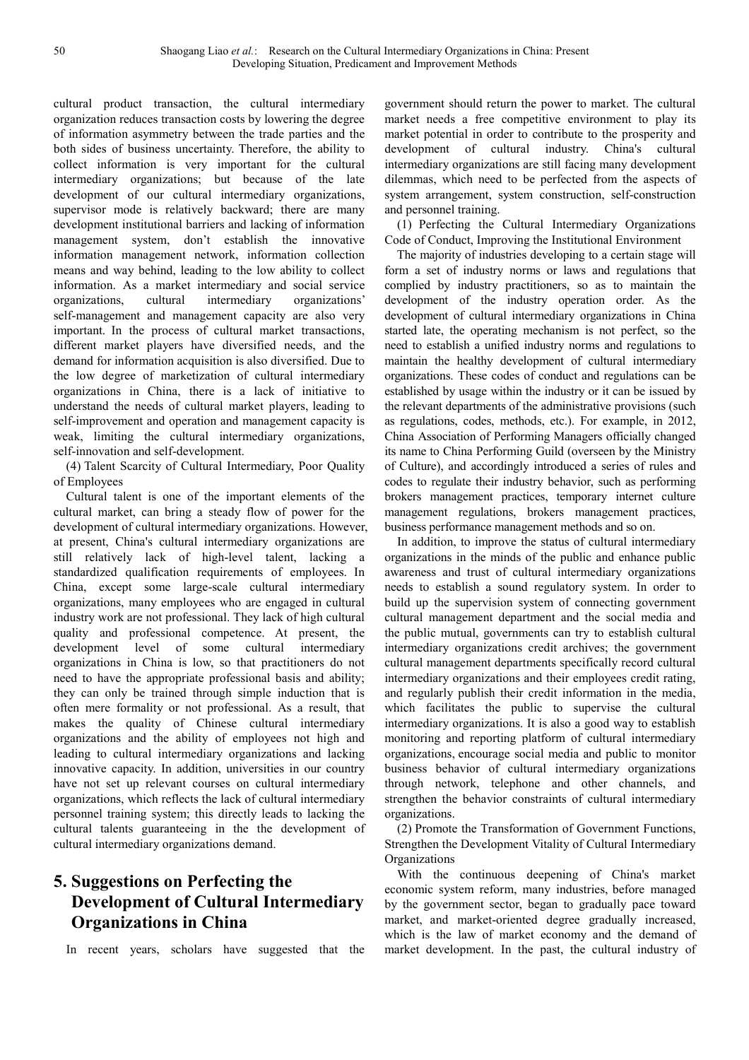cultural product transaction, the cultural intermediary organization reduces transaction costs by lowering the degree of information asymmetry between the trade parties and the both sides of business uncertainty. Therefore, the ability to collect information is very important for the cultural intermediary organizations; but because of the late development of our cultural intermediary organizations, supervisor mode is relatively backward; there are many development institutional barriers and lacking of information management system, don't establish the innovative information management network, information collection means and way behind, leading to the low ability to collect information. As a market intermediary and social service organizations, cultural intermediary organizations' self-management and management capacity are also very important. In the process of cultural market transactions, different market players have diversified needs, and the demand for information acquisition is also diversified. Due to the low degree of marketization of cultural intermediary organizations in China, there is a lack of initiative to understand the needs of cultural market players, leading to self-improvement and operation and management capacity is weak, limiting the cultural intermediary organizations, self-innovation and self-development.

(4) Talent Scarcity of Cultural Intermediary, Poor Quality of Employees

Cultural talent is one of the important elements of the cultural market, can bring a steady flow of power for the development of cultural intermediary organizations. However, at present, China's cultural intermediary organizations are still relatively lack of high-level talent, lacking a standardized qualification requirements of employees. In China, except some large-scale cultural intermediary organizations, many employees who are engaged in cultural industry work are not professional. They lack of high cultural quality and professional competence. At present, the development level of some cultural intermediary organizations in China is low, so that practitioners do not need to have the appropriate professional basis and ability; they can only be trained through simple induction that is often mere formality or not professional. As a result, that makes the quality of Chinese cultural intermediary organizations and the ability of employees not high and leading to cultural intermediary organizations and lacking innovative capacity. In addition, universities in our country have not set up relevant courses on cultural intermediary organizations, which reflects the lack of cultural intermediary personnel training system; this directly leads to lacking the cultural talents guaranteeing in the the development of cultural intermediary organizations demand.

## 5. Suggestions on Perfecting the Development of Cultural Intermediary Organizations in China

In recent years, scholars have suggested that the government should return the power to market. The cultural market needs a free competitive environment to play its market potential in order to contribute to the prosperity and development of cultural industry. China's cultural intermediary organizations are still facing many development dilemmas, which need to be perfected from the aspects of system arrangement, system construction, self-construction and personnel training.

(1) Perfecting the Cultural Intermediary Organizations Code of Conduct, Improving the Institutional Environment

The majority of industries developing to a certain stage will form a set of industry norms or laws and regulations that complied by industry practitioners, so as to maintain the development of the industry operation order. As the development of cultural intermediary organizations in China started late, the operating mechanism is not perfect, so the need to establish a unified industry norms and regulations to maintain the healthy development of cultural intermediary organizations. These codes of conduct and regulations can be established by usage within the industry or it can be issued by the relevant departments of the administrative provisions (such as regulations, codes, methods, etc.). For example, in 2012, China Association of Performing Managers officially changed its name to China Performing Guild (overseen by the Ministry of Culture), and accordingly introduced a series of rules and codes to regulate their industry behavior, such as performing brokers management practices, temporary internet culture management regulations, brokers management practices, business performance management methods and so on.

In addition, to improve the status of cultural intermediary organizations in the minds of the public and enhance public awareness and trust of cultural intermediary organizations needs to establish a sound regulatory system. In order to build up the supervision system of connecting government cultural management department and the social media and the public mutual, governments can try to establish cultural intermediary organizations credit archives; the government cultural management departments specifically record cultural intermediary organizations and their employees credit rating, and regularly publish their credit information in the media, which facilitates the public to supervise the cultural intermediary organizations. It is also a good way to establish monitoring and reporting platform of cultural intermediary organizations, encourage social media and public to monitor business behavior of cultural intermediary organizations through network, telephone and other channels, and strengthen the behavior constraints of cultural intermediary organizations.

(2) Promote the Transformation of Government Functions, Strengthen the Development Vitality of Cultural Intermediary Organizations

With the continuous deepening of China's market economic system reform, many industries, before managed by the government sector, began to gradually pace toward market, and market-oriented degree gradually increased, which is the law of market economy and the demand of market development. In the past, the cultural industry of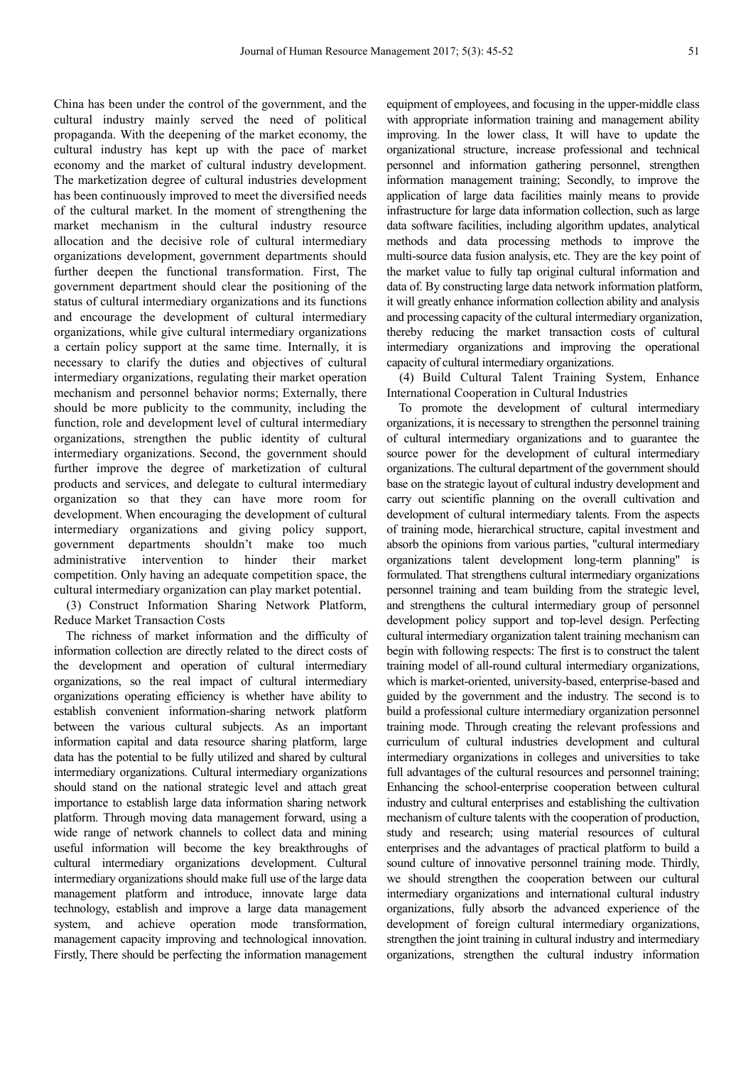China has been under the control of the government, and the cultural industry mainly served the need of political propaganda. With the deepening of the market economy, the cultural industry has kept up with the pace of market economy and the market of cultural industry development. The marketization degree of cultural industries development has been continuously improved to meet the diversified needs of the cultural market. In the moment of strengthening the market mechanism in the cultural industry resource allocation and the decisive role of cultural intermediary organizations development, government departments should further deepen the functional transformation. First, The government department should clear the positioning of the status of cultural intermediary organizations and its functions and encourage the development of cultural intermediary organizations, while give cultural intermediary organizations a certain policy support at the same time. Internally, it is necessary to clarify the duties and objectives of cultural intermediary organizations, regulating their market operation mechanism and personnel behavior norms; Externally, there should be more publicity to the community, including the function, role and development level of cultural intermediary organizations, strengthen the public identity of cultural intermediary organizations. Second, the government should further improve the degree of marketization of cultural products and services, and delegate to cultural intermediary organization so that they can have more room for development. When encouraging the development of cultural intermediary organizations and giving policy support, government departments shouldn't make too much administrative intervention to hinder their market competition. Only having an adequate competition space, the cultural intermediary organization can play market potential.

(3) Construct Information Sharing Network Platform, Reduce Market Transaction Costs

The richness of market information and the difficulty of information collection are directly related to the direct costs of the development and operation of cultural intermediary organizations, so the real impact of cultural intermediary organizations operating efficiency is whether have ability to establish convenient information-sharing network platform between the various cultural subjects. As an important information capital and data resource sharing platform, large data has the potential to be fully utilized and shared by cultural intermediary organizations. Cultural intermediary organizations should stand on the national strategic level and attach great importance to establish large data information sharing network platform. Through moving data management forward, using a wide range of network channels to collect data and mining useful information will become the key breakthroughs of cultural intermediary organizations development. Cultural intermediary organizations should make full use of the large data management platform and introduce, innovate large data technology, establish and improve a large data management system, and achieve operation mode transformation, management capacity improving and technological innovation. Firstly, There should be perfecting the information management equipment of employees, and focusing in the upper-middle class with appropriate information training and management ability improving. In the lower class, It will have to update the organizational structure, increase professional and technical personnel and information gathering personnel, strengthen information management training; Secondly, to improve the application of large data facilities mainly means to provide infrastructure for large data information collection, such as large data software facilities, including algorithm updates, analytical methods and data processing methods to improve the multi-source data fusion analysis, etc. They are the key point of the market value to fully tap original cultural information and data of. By constructing large data network information platform, it will greatly enhance information collection ability and analysis and processing capacity of the cultural intermediary organization, thereby reducing the market transaction costs of cultural intermediary organizations and improving the operational capacity of cultural intermediary organizations.

(4) Build Cultural Talent Training System, Enhance International Cooperation in Cultural Industries

To promote the development of cultural intermediary organizations, it is necessary to strengthen the personnel training of cultural intermediary organizations and to guarantee the source power for the development of cultural intermediary organizations. The cultural department of the government should base on the strategic layout of cultural industry development and carry out scientific planning on the overall cultivation and development of cultural intermediary talents. From the aspects of training mode, hierarchical structure, capital investment and absorb the opinions from various parties, "cultural intermediary organizations talent development long-term planning" is formulated. That strengthens cultural intermediary organizations personnel training and team building from the strategic level, and strengthens the cultural intermediary group of personnel development policy support and top-level design. Perfecting cultural intermediary organization talent training mechanism can begin with following respects: The first is to construct the talent training model of all-round cultural intermediary organizations, which is market-oriented, university-based, enterprise-based and guided by the government and the industry. The second is to build a professional culture intermediary organization personnel training mode. Through creating the relevant professions and curriculum of cultural industries development and cultural intermediary organizations in colleges and universities to take full advantages of the cultural resources and personnel training; Enhancing the school-enterprise cooperation between cultural industry and cultural enterprises and establishing the cultivation mechanism of culture talents with the cooperation of production, study and research; using material resources of cultural enterprises and the advantages of practical platform to build a sound culture of innovative personnel training mode. Thirdly, we should strengthen the cooperation between our cultural intermediary organizations and international cultural industry organizations, fully absorb the advanced experience of the development of foreign cultural intermediary organizations, strengthen the joint training in cultural industry and intermediary organizations, strengthen the cultural industry information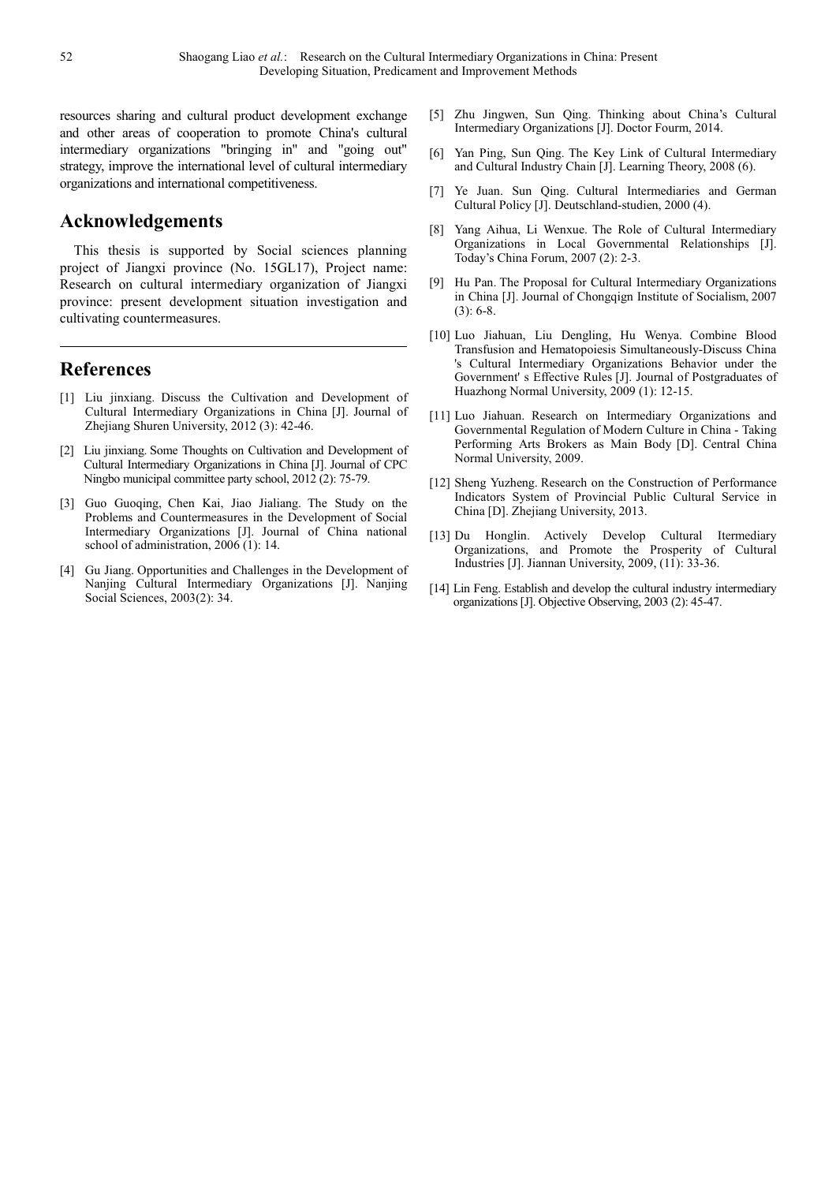resources sharing and cultural product development exchange and other areas of cooperation to promote China's cultural intermediary organizations "bringing in" and "going out" strategy, improve the international level of cultural intermediary organizations and international competitiveness.

## Acknowledgements

This thesis is supported by Social sciences planning project of Jiangxi province (No. 15GL17), Project name: Research on cultural intermediary organization of Jiangxi province: present development situation investigation and cultivating countermeasures.

## References

[1] Liu jinxiang. Discuss the Cultivation and Development of Cultural Intermediary Organizations in China [J]. Journal of Zhejiang Shuren University, 2012 (3): 42-46.

[2] Liu jinxiang. Some Thoughts on Cultivation and Development of Cultural Intermediary Organizations in China [J]. Journal of CPC Ningbo municipal committee party school, 2012 (2): 75-79.

[3] Guo Guoqing, Chen Kai, Jiao Jialiang. The Study on the Problems and Countermeasures in the Development of Social Intermediary Organizations [J]. Journal of China national school of administration, 2006 (1): 14.

[4] Gu Jiang. Opportunities and Challenges in the Development of Nanjing Cultural Intermediary Organizations [J]. Nanjing Social Sciences, 2003(2): 34.

[5] Zhu Jingwen, Sun Qing. Thinking about China's Cultural Intermediary Organizations [J]. Doctor Fourm, 2014.

[6] Yan Ping, Sun Qing. The Key Link of Cultural Intermediary and Cultural Industry Chain [J]. Learning Theory, 2008 (6).

[7] Ye Juan. Sun Qing. Cultural Intermediaries and German Cultural Policy [J]. Deutschland-studien, 2000 (4).

[8] Yang Aihua, Li Wenxue. The Role of Cultural Intermediary Organizations in Local Governmental Relationships [J]. Today's China Forum, 2007 (2): 2-3.

[9] Hu Pan. The Proposal for Cultural Intermediary Organizations in China [J]. Journal of Chongqign Institute of Socialism, 2007 (3): 6-8.

[10] Luo Jiahuan, Liu Dengling, Hu Wenya. Combine Blood Transfusion and Hematopoiesis Simultaneously-Discuss China 's Cultural Intermediary Organizations Behavior under the Government' s Effective Rules [J]. Journal of Postgraduates of Huazhong Normal University, 2009 (1): 12-15.

[11] Luo Jiahuan. Research on Intermediary Organizations and Governmental Regulation of Modern Culture in China - Taking Performing Arts Brokers as Main Body [D]. Central China Normal University, 2009.

[12] Sheng Yuzheng. Research on the Construction of Performance Indicators System of Provincial Public Cultural Service in China [D]. Zhejiang University, 2013.

[13] Du Honglin. Actively Develop Cultural Itermediary Organizations, and Promote the Prosperity of Cultural Industries [J]. Jiannan University, 2009, (11): 33-36.

[14] Lin Feng. Establish and develop the cultural industry intermediary organizations [J]. Objective Observing, 2003 (2): 45-47.